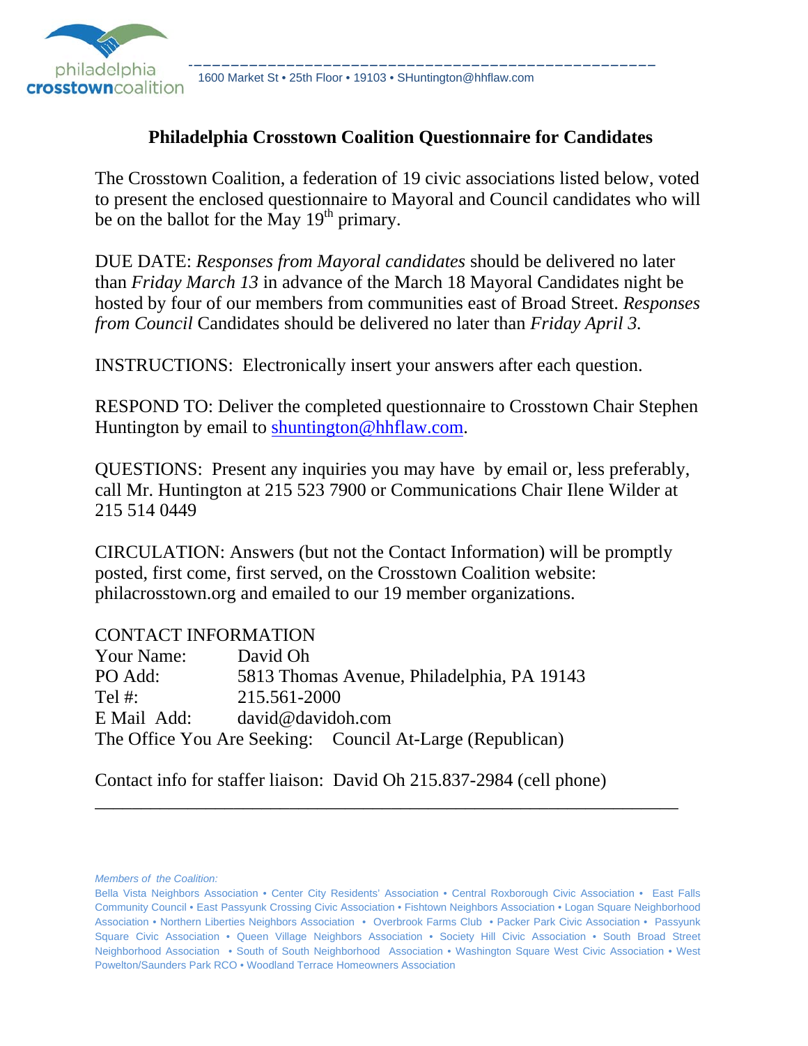philadelphia **crosstown**coalition

1600 Market St • 25th Floor • 19103 • SHuntington@hhflaw.com

# Philadelphia Crosstown Coalition Questionnaire for Candidates

The Crosstown Coalition, a federation of 19 civic associations listed below, voted to present the enclosed questionnaire to Mayoral and Council candidates who will be on the ballot for the May 19th primary.

DUE DATE: *Responses from Mayoral candidates* should be delivered no later than *Friday March 13* in advance of the March 18 Mayoral Candidates night be hosted by four of our members from communities east of Broad Street. *Responses from Council* Candidates should be delivered no later than *Friday April 3.*

INSTRUCTIONS: Electronically insert your answers after each question.

RESPOND TO: Deliver the completed questionnaire to Crosstown Chair Stephen Huntington by email to shuntington@hhflaw.com.

QUESTIONS: Present any inquiries you may have by email or, less preferably, call Mr. Huntington at 215 523 7900 or Communications Chair Ilene Wilder at 215 514 0449

CIRCULATION: Answers (but not the Contact Information) will be promptly posted, first come, first served, on the Crosstown Coalition website: philacrosstown.org and emailed to our 19 member organizations.

CONTACT INFORMATION

Your Name: David Oh

PO Add: 5813 Thomas Avenue, Philadelphia, PA 19143

Tel #: 215.561-2000

E Mail Add: david@davidoh.com

The Office You Are Seeking: Council At-Large (Republican)

Contact info for staffer liaison: David Oh 215.837-2984 (cell phone)

---

*Members of the Coalition:*

Bella Vista Neighbors Association • Center City Residents' Association • Central Roxborough Civic Association • East Falls Community Council • East Passyunk Crossing Civic Association • Fishtown Neighbors Association • Logan Square Neighborhood Association • Northern Liberties Neighbors Association • Overbrook Farms Club • Packer Park Civic Association • Passyunk Square Civic Association • Queen Village Neighbors Association • Society Hill Civic Association • South Broad Street Neighborhood Association • South of South Neighborhood Association • Washington Square West Civic Association • West Powelton/Saunders Park RCO • Woodland Terrace Homeowners Association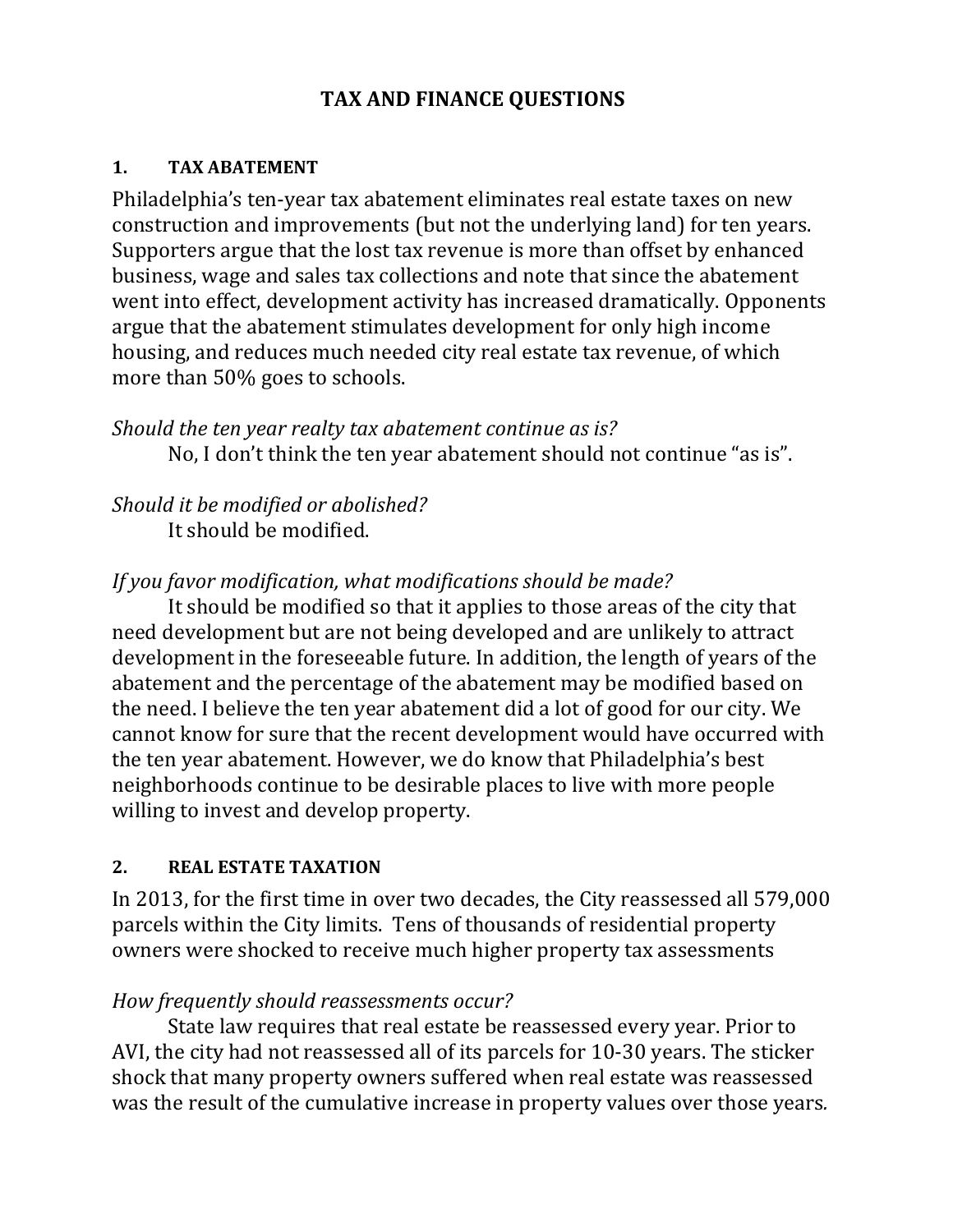# TAX AND FINANCE QUESTIONS

## 1. TAX ABATEMENT

Philadelphia's ten-year tax abatement eliminates real estate taxes on new construction and improvements (but not the underlying land) for ten years. Supporters argue that the lost tax revenue is more than offset by enhanced business, wage and sales tax collections and note that since the abatement went into effect, development activity has increased dramatically. Opponents argue that the abatement stimulates development for only high income housing, and reduces much needed city real estate tax revenue, of which more than 50% goes to schools.

*Should the ten year realty tax abatement continue as is?*

No, I don't think the ten year abatement should not continue "as is".

*Should it be modified or abolished?*

It should be modified.

*If you favor modification, what modifications should be made?*

It should be modified so that it applies to those areas of the city that need development but are not being developed and are unlikely to attract development in the foreseeable future. In addition, the length of years of the abatement and the percentage of the abatement may be modified based on the need. I believe the ten year abatement did a lot of good for our city. We cannot know for sure that the recent development would have occurred with the ten year abatement. However, we do know that Philadelphia's best neighborhoods continue to be desirable places to live with more people willing to invest and develop property.

## 2. REAL ESTATE TAXATION

In 2013, for the first time in over two decades, the City reassessed all 579,000 parcels within the City limits. Tens of thousands of residential property owners were shocked to receive much higher property tax assessments

*How frequently should reassessments occur?*

State law requires that real estate be reassessed every year. Prior to AVI, the city had not reassessed all of its parcels for 10-30 years. The sticker shock that many property owners suffered when real estate was reassessed was the result of the cumulative increase in property values over those years.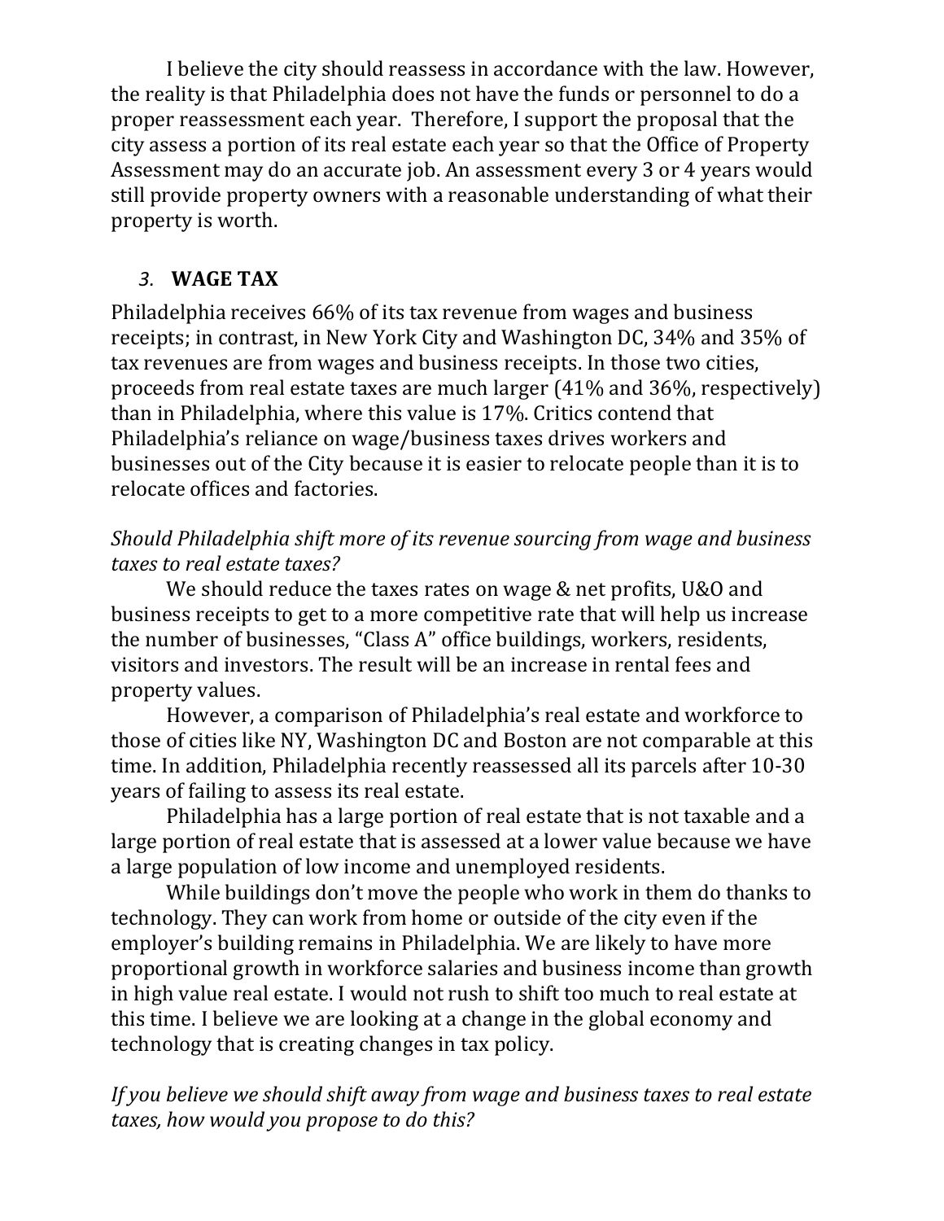I believe the city should reassess in accordance with the law. However, the reality is that Philadelphia does not have the funds or personnel to do a proper reassessment each year. Therefore, I support the proposal that the city assess a portion of its real estate each year so that the Office of Property Assessment may do an accurate job. An assessment every 3 or 4 years would still provide property owners with a reasonable understanding of what their property is worth.

## *3.* **WAGE TAX**

Philadelphia receives 66% of its tax revenue from wages and business receipts; in contrast, in New York City and Washington DC, 34% and 35% of tax revenues are from wages and business receipts. In those two cities, proceeds from real estate taxes are much larger (41% and 36%, respectively) than in Philadelphia, where this value is 17%. Critics contend that Philadelphia's reliance on wage/business taxes drives workers and businesses out of the City because it is easier to relocate people than it is to relocate offices and factories.

*Should Philadelphia shift more of its revenue sourcing from wage and business taxes to real estate taxes?*

We should reduce the taxes rates on wage & net profits, U&O and business receipts to get to a more competitive rate that will help us increase the number of businesses, "Class A" office buildings, workers, residents, visitors and investors. The result will be an increase in rental fees and property values.

However, a comparison of Philadelphia's real estate and workforce to those of cities like NY, Washington DC and Boston are not comparable at this time. In addition, Philadelphia recently reassessed all its parcels after 10-30 years of failing to assess its real estate.

Philadelphia has a large portion of real estate that is not taxable and a large portion of real estate that is assessed at a lower value because we have a large population of low income and unemployed residents.

While buildings don't move the people who work in them do thanks to technology. They can work from home or outside of the city even if the employer's building remains in Philadelphia. We are likely to have more proportional growth in workforce salaries and business income than growth in high value real estate. I would not rush to shift too much to real estate at this time. I believe we are looking at a change in the global economy and technology that is creating changes in tax policy.

*If you believe we should shift away from wage and business taxes to real estate taxes, how would you propose to do this?*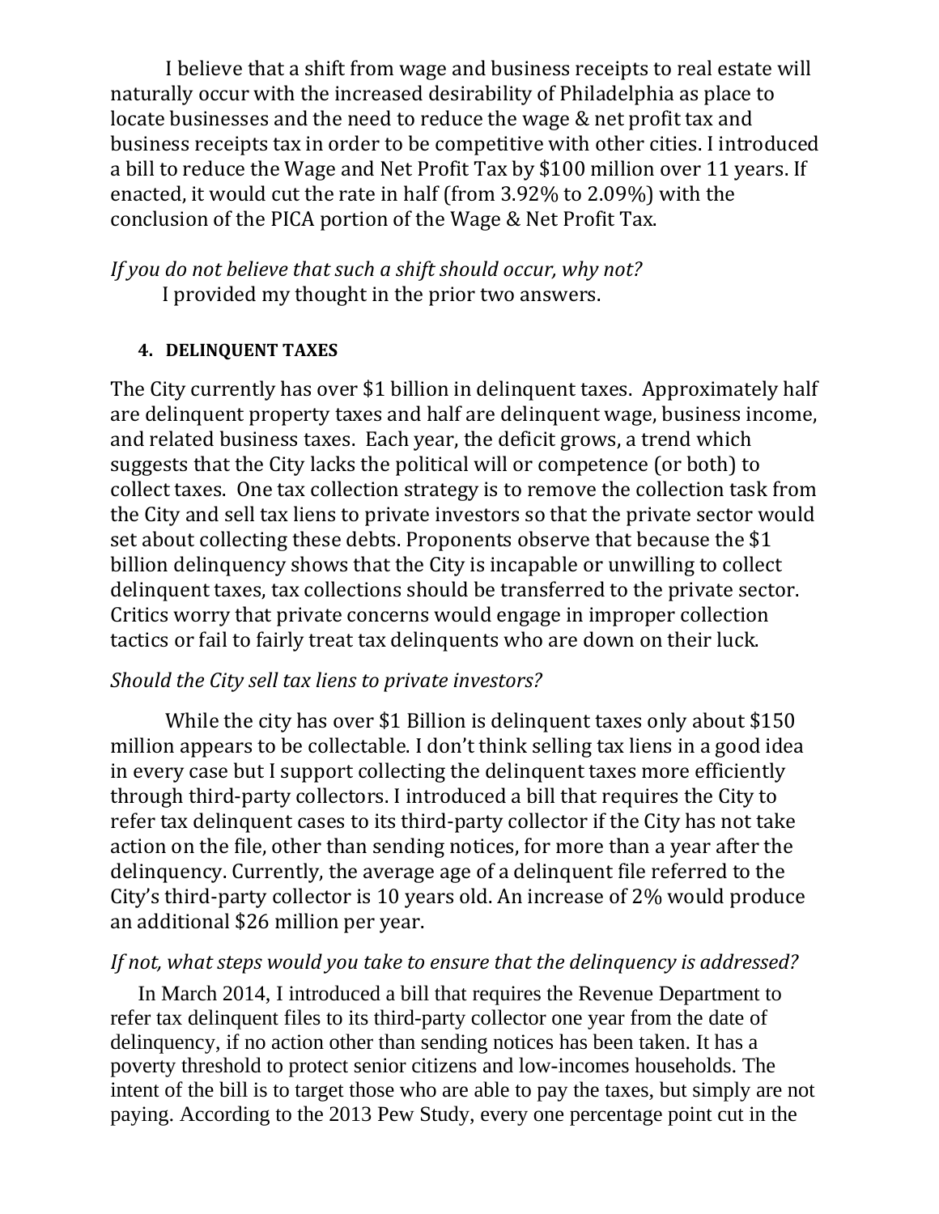I believe that a shift from wage and business receipts to real estate will naturally occur with the increased desirability of Philadelphia as place to locate businesses and the need to reduce the wage & net profit tax and business receipts tax in order to be competitive with other cities. I introduced a bill to reduce the Wage and Net Profit Tax by $100 million over 11 years. If enacted, it would cut the rate in half (from 3.92% to 2.09%) with the conclusion of the PICA portion of the Wage & Net Profit Tax.

*If you do not believe that such a shift should occur, why not?*

I provided my thought in the prior two answers.

### 4. DELINQUENT TAXES

The City currently has over $1 billion in delinquent taxes. Approximately half are delinquent property taxes and half are delinquent wage, business income, and related business taxes. Each year, the deficit grows, a trend which suggests that the City lacks the political will or competence (or both) to collect taxes. One tax collection strategy is to remove the collection task from the City and sell tax liens to private investors so that the private sector would set about collecting these debts. Proponents observe that because the $1 billion delinquency shows that the City is incapable or unwilling to collect delinquent taxes, tax collections should be transferred to the private sector. Critics worry that private concerns would engage in improper collection tactics or fail to fairly treat tax delinquents who are down on their luck.

*Should the City sell tax liens to private investors?*

While the city has over $1 Billion is delinquent taxes only about $150 million appears to be collectable. I don't think selling tax liens in a good idea in every case but I support collecting the delinquent taxes more efficiently through third-party collectors. I introduced a bill that requires the City to refer tax delinquent cases to its third-party collector if the City has not take action on the file, other than sending notices, for more than a year after the delinquency. Currently, the average age of a delinquent file referred to the City's third-party collector is 10 years old. An increase of 2% would produce an additional $26 million per year.

*If not, what steps would you take to ensure that the delinquency is addressed?*

In March 2014, I introduced a bill that requires the Revenue Department to refer tax delinquent files to its third-party collector one year from the date of delinquency, if no action other than sending notices has been taken. It has a poverty threshold to protect senior citizens and low-incomes households. The intent of the bill is to target those who are able to pay the taxes, but simply are not paying. According to the 2013 Pew Study, every one percentage point cut in the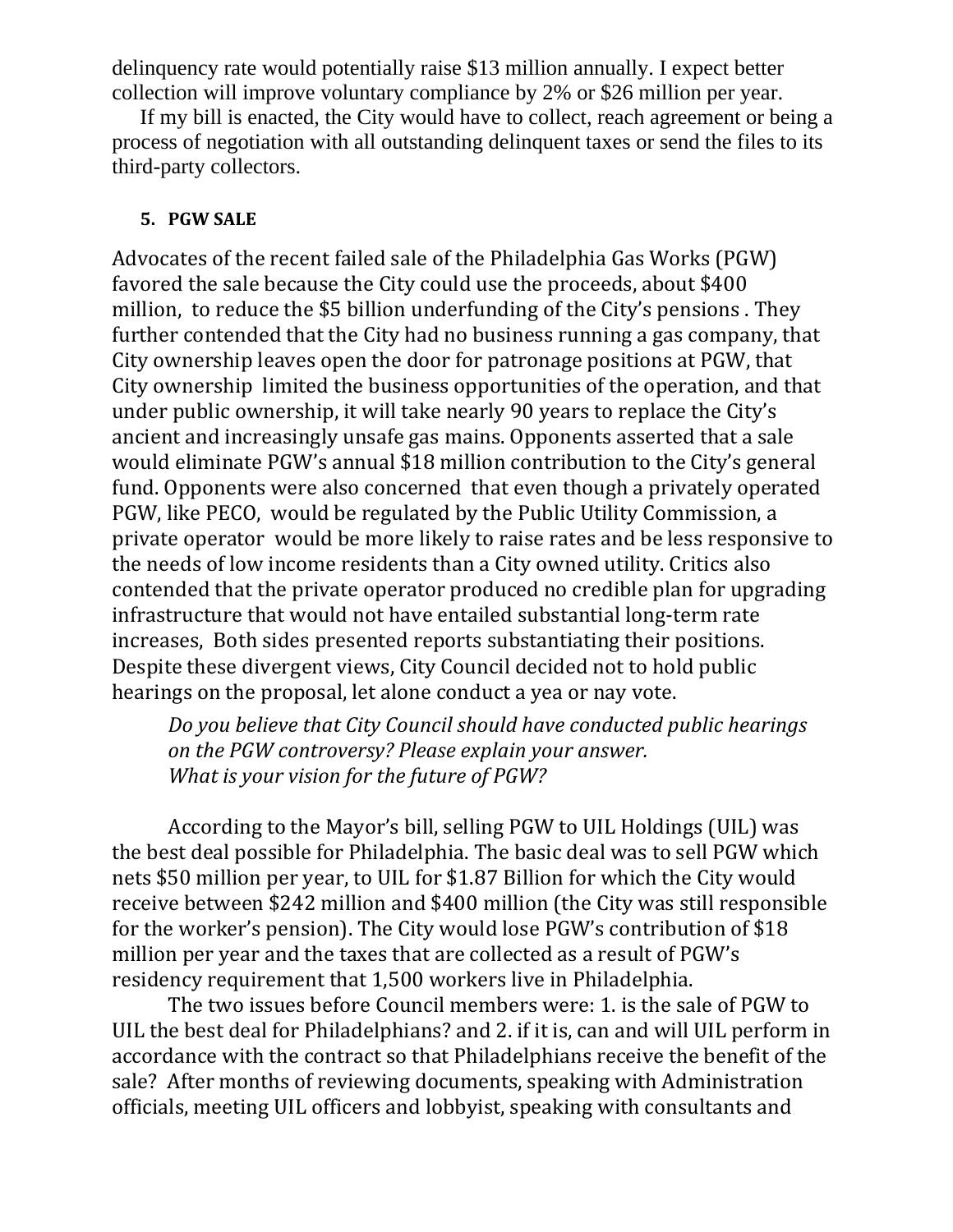delinquency rate would potentially raise $13 million annually. I expect better collection will improve voluntary compliance by 2% or $26 million per year.

If my bill is enacted, the City would have to collect, reach agreement or being a process of negotiation with all outstanding delinquent taxes or send the files to its third-party collectors.

### 5. PGW SALE

Advocates of the recent failed sale of the Philadelphia Gas Works (PGW) favored the sale because the City could use the proceeds, about $400 million, to reduce the $5 billion underfunding of the City's pensions . They further contended that the City had no business running a gas company, that City ownership leaves open the door for patronage positions at PGW, that City ownership limited the business opportunities of the operation, and that under public ownership, it will take nearly 90 years to replace the City's ancient and increasingly unsafe gas mains. Opponents asserted that a sale would eliminate PGW's annual $18 million contribution to the City's general fund. Opponents were also concerned that even though a privately operated PGW, like PECO, would be regulated by the Public Utility Commission, a private operator would be more likely to raise rates and be less responsive to the needs of low income residents than a City owned utility. Critics also contended that the private operator produced no credible plan for upgrading infrastructure that would not have entailed substantial long-term rate increases, Both sides presented reports substantiating their positions. Despite these divergent views, City Council decided not to hold public hearings on the proposal, let alone conduct a yea or nay vote.

*Do you believe that City Council should have conducted public hearings on the PGW controversy? Please explain your answer.*
*What is your vision for the future of PGW?*

According to the Mayor's bill, selling PGW to UIL Holdings (UIL) was the best deal possible for Philadelphia. The basic deal was to sell PGW which nets $50 million per year, to UIL for $1.87 Billion for which the City would receive between $242 million and $400 million (the City was still responsible for the worker's pension). The City would lose PGW's contribution of $18 million per year and the taxes that are collected as a result of PGW's residency requirement that 1,500 workers live in Philadelphia.

The two issues before Council members were: 1. is the sale of PGW to UIL the best deal for Philadelphians? and 2. if it is, can and will UIL perform in accordance with the contract so that Philadelphians receive the benefit of the sale? After months of reviewing documents, speaking with Administration officials, meeting UIL officers and lobbyist, speaking with consultants and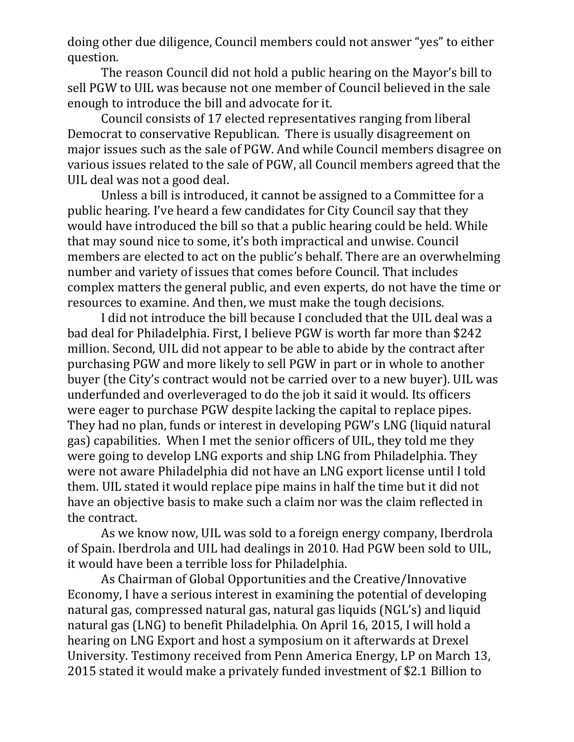doing other due diligence, Council members could not answer "yes" to either question.

The reason Council did not hold a public hearing on the Mayor's bill to sell PGW to UIL was because not one member of Council believed in the sale enough to introduce the bill and advocate for it.

Council consists of 17 elected representatives ranging from liberal Democrat to conservative Republican. There is usually disagreement on major issues such as the sale of PGW. And while Council members disagree on various issues related to the sale of PGW, all Council members agreed that the UIL deal was not a good deal.

Unless a bill is introduced, it cannot be assigned to a Committee for a public hearing. I've heard a few candidates for City Council say that they would have introduced the bill so that a public hearing could be held. While that may sound nice to some, it's both impractical and unwise. Council members are elected to act on the public's behalf. There are an overwhelming number and variety of issues that comes before Council. That includes complex matters the general public, and even experts, do not have the time or resources to examine. And then, we must make the tough decisions.

I did not introduce the bill because I concluded that the UIL deal was a bad deal for Philadelphia. First, I believe PGW is worth far more than $242 million. Second, UIL did not appear to be able to abide by the contract after purchasing PGW and more likely to sell PGW in part or in whole to another buyer (the City's contract would not be carried over to a new buyer). UIL was underfunded and overleveraged to do the job it said it would. Its officers were eager to purchase PGW despite lacking the capital to replace pipes. They had no plan, funds or interest in developing PGW's LNG (liquid natural gas) capabilities. When I met the senior officers of UIL, they told me they were going to develop LNG exports and ship LNG from Philadelphia. They were not aware Philadelphia did not have an LNG export license until I told them. UIL stated it would replace pipe mains in half the time but it did not have an objective basis to make such a claim nor was the claim reflected in the contract.

As we know now, UIL was sold to a foreign energy company, Iberdrola of Spain. Iberdrola and UIL had dealings in 2010. Had PGW been sold to UIL, it would have been a terrible loss for Philadelphia.

As Chairman of Global Opportunities and the Creative/Innovative Economy, I have a serious interest in examining the potential of developing natural gas, compressed natural gas, natural gas liquids (NGL's) and liquid natural gas (LNG) to benefit Philadelphia. On April 16, 2015, I will hold a hearing on LNG Export and host a symposium on it afterwards at Drexel University. Testimony received from Penn America Energy, LP on March 13, 2015 stated it would make a privately funded investment of $2.1 Billion to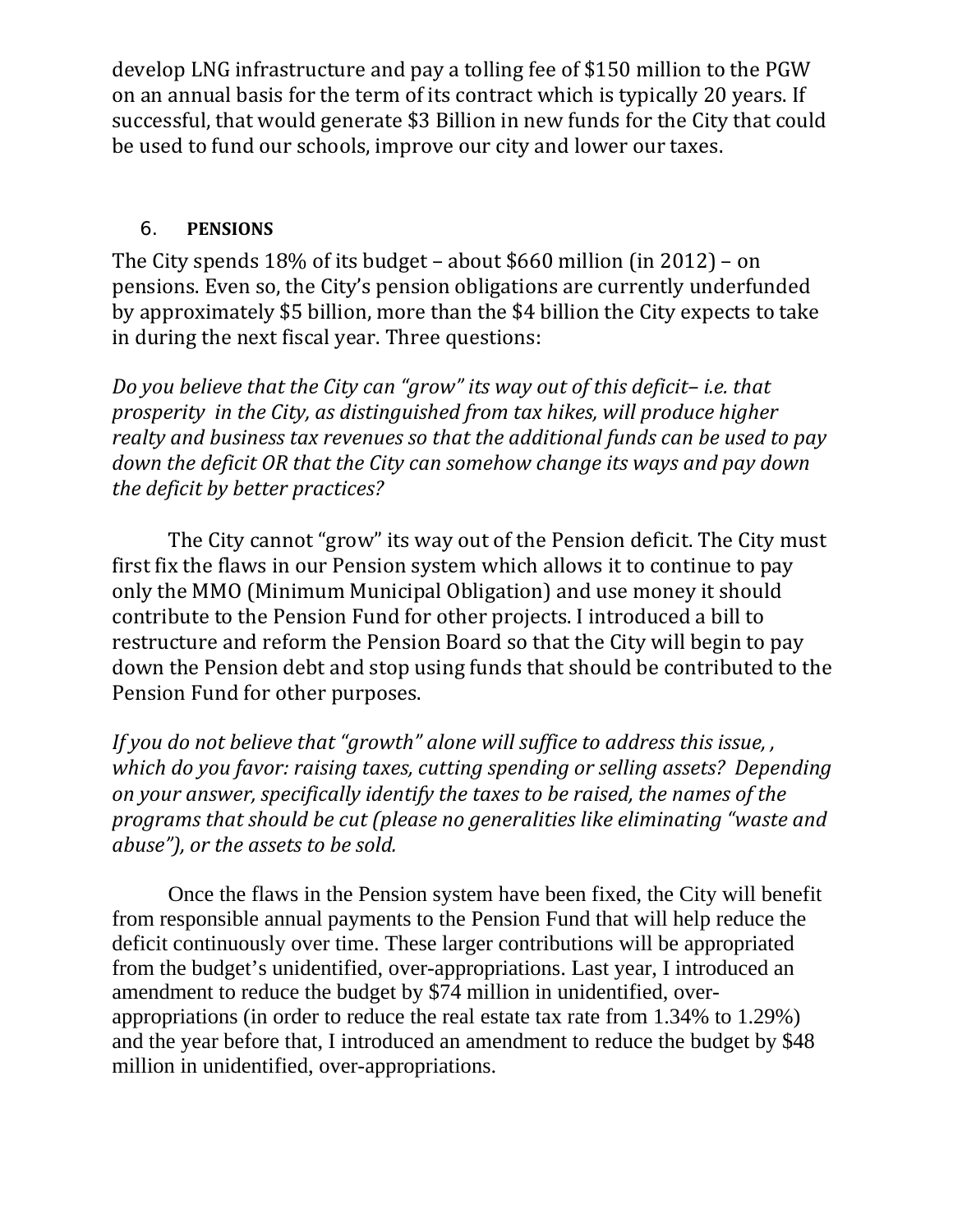develop LNG infrastructure and pay a tolling fee of $150 million to the PGW on an annual basis for the term of its contract which is typically 20 years. If successful, that would generate $3 Billion in new funds for the City that could be used to fund our schools, improve our city and lower our taxes.

## 6. PENSIONS

The City spends 18% of its budget – about $660 million (in 2012) – on pensions. Even so, the City's pension obligations are currently underfunded by approximately $5 billion, more than the $4 billion the City expects to take in during the next fiscal year. Three questions:

*Do you believe that the City can "grow" its way out of this deficit– i.e. that prosperity in the City, as distinguished from tax hikes, will produce higher realty and business tax revenues so that the additional funds can be used to pay down the deficit OR that the City can somehow change its ways and pay down the deficit by better practices?*

The City cannot "grow" its way out of the Pension deficit. The City must first fix the flaws in our Pension system which allows it to continue to pay only the MMO (Minimum Municipal Obligation) and use money it should contribute to the Pension Fund for other projects. I introduced a bill to restructure and reform the Pension Board so that the City will begin to pay down the Pension debt and stop using funds that should be contributed to the Pension Fund for other purposes.

*If you do not believe that "growth" alone will suffice to address this issue, , which do you favor: raising taxes, cutting spending or selling assets? Depending on your answer, specifically identify the taxes to be raised, the names of the programs that should be cut (please no generalities like eliminating "waste and abuse"), or the assets to be sold.*

Once the flaws in the Pension system have been fixed, the City will benefit from responsible annual payments to the Pension Fund that will help reduce the deficit continuously over time. These larger contributions will be appropriated from the budget's unidentified, over-appropriations. Last year, I introduced an amendment to reduce the budget by $74 million in unidentified, over-appropriations (in order to reduce the real estate tax rate from 1.34% to 1.29%) and the year before that, I introduced an amendment to reduce the budget by $48 million in unidentified, over-appropriations.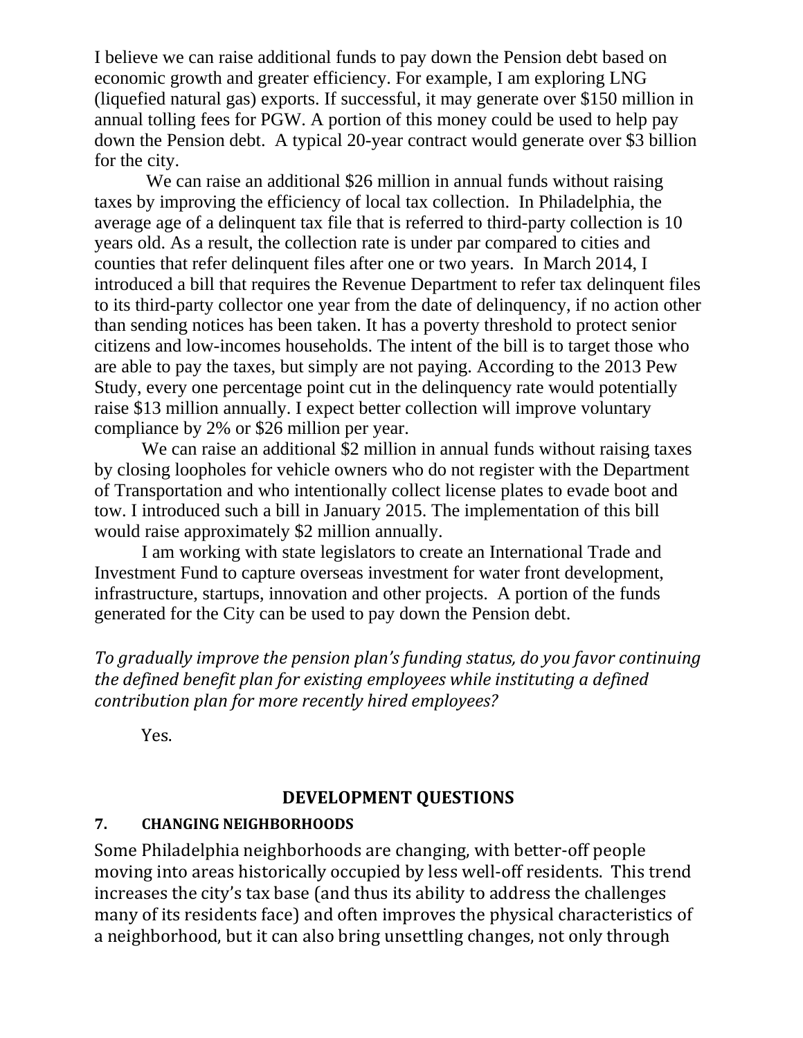I believe we can raise additional funds to pay down the Pension debt based on economic growth and greater efficiency. For example, I am exploring LNG (liquefied natural gas) exports. If successful, it may generate over $150 million in annual tolling fees for PGW. A portion of this money could be used to help pay down the Pension debt. A typical 20-year contract would generate over $3 billion for the city.

We can raise an additional $26 million in annual funds without raising taxes by improving the efficiency of local tax collection. In Philadelphia, the average age of a delinquent tax file that is referred to third-party collection is 10 years old. As a result, the collection rate is under par compared to cities and counties that refer delinquent files after one or two years. In March 2014, I introduced a bill that requires the Revenue Department to refer tax delinquent files to its third-party collector one year from the date of delinquency, if no action other than sending notices has been taken. It has a poverty threshold to protect senior citizens and low-incomes households. The intent of the bill is to target those who are able to pay the taxes, but simply are not paying. According to the 2013 Pew Study, every one percentage point cut in the delinquency rate would potentially raise $13 million annually. I expect better collection will improve voluntary compliance by 2% or $26 million per year.

We can raise an additional $2 million in annual funds without raising taxes by closing loopholes for vehicle owners who do not register with the Department of Transportation and who intentionally collect license plates to evade boot and tow. I introduced such a bill in January 2015. The implementation of this bill would raise approximately $2 million annually.

I am working with state legislators to create an International Trade and Investment Fund to capture overseas investment for water front development, infrastructure, startups, innovation and other projects. A portion of the funds generated for the City can be used to pay down the Pension debt.

*To gradually improve the pension plan's funding status, do you favor continuing the defined benefit plan for existing employees while instituting a defined contribution plan for more recently hired employees?*

Yes.

## DEVELOPMENT QUESTIONS

### 7. CHANGING NEIGHBORHOODS

Some Philadelphia neighborhoods are changing, with better-off people moving into areas historically occupied by less well-off residents. This trend increases the city's tax base (and thus its ability to address the challenges many of its residents face) and often improves the physical characteristics of a neighborhood, but it can also bring unsettling changes, not only through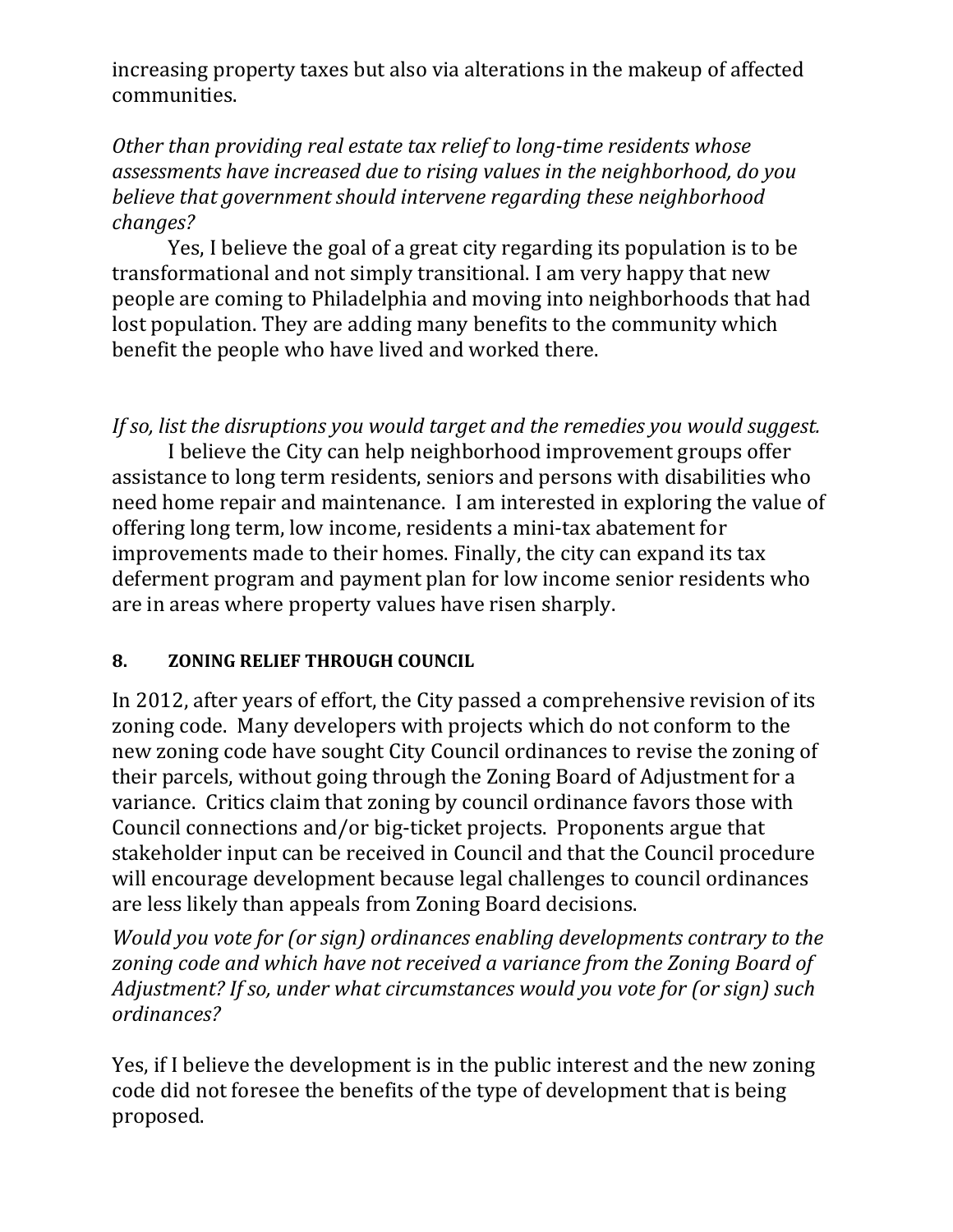increasing property taxes but also via alterations in the makeup of affected communities.

*Other than providing real estate tax relief to long-time residents whose assessments have increased due to rising values in the neighborhood, do you believe that government should intervene regarding these neighborhood changes?*

Yes, I believe the goal of a great city regarding its population is to be transformational and not simply transitional. I am very happy that new people are coming to Philadelphia and moving into neighborhoods that had lost population. They are adding many benefits to the community which benefit the people who have lived and worked there.

*If so, list the disruptions you would target and the remedies you would suggest.*

I believe the City can help neighborhood improvement groups offer assistance to long term residents, seniors and persons with disabilities who need home repair and maintenance. I am interested in exploring the value of offering long term, low income, residents a mini-tax abatement for improvements made to their homes. Finally, the city can expand its tax deferment program and payment plan for low income senior residents who are in areas where property values have risen sharply.

## 8. ZONING RELIEF THROUGH COUNCIL

In 2012, after years of effort, the City passed a comprehensive revision of its zoning code. Many developers with projects which do not conform to the new zoning code have sought City Council ordinances to revise the zoning of their parcels, without going through the Zoning Board of Adjustment for a variance. Critics claim that zoning by council ordinance favors those with Council connections and/or big-ticket projects. Proponents argue that stakeholder input can be received in Council and that the Council procedure will encourage development because legal challenges to council ordinances are less likely than appeals from Zoning Board decisions.

*Would you vote for (or sign) ordinances enabling developments contrary to the zoning code and which have not received a variance from the Zoning Board of Adjustment? If so, under what circumstances would you vote for (or sign) such ordinances?*

Yes, if I believe the development is in the public interest and the new zoning code did not foresee the benefits of the type of development that is being proposed.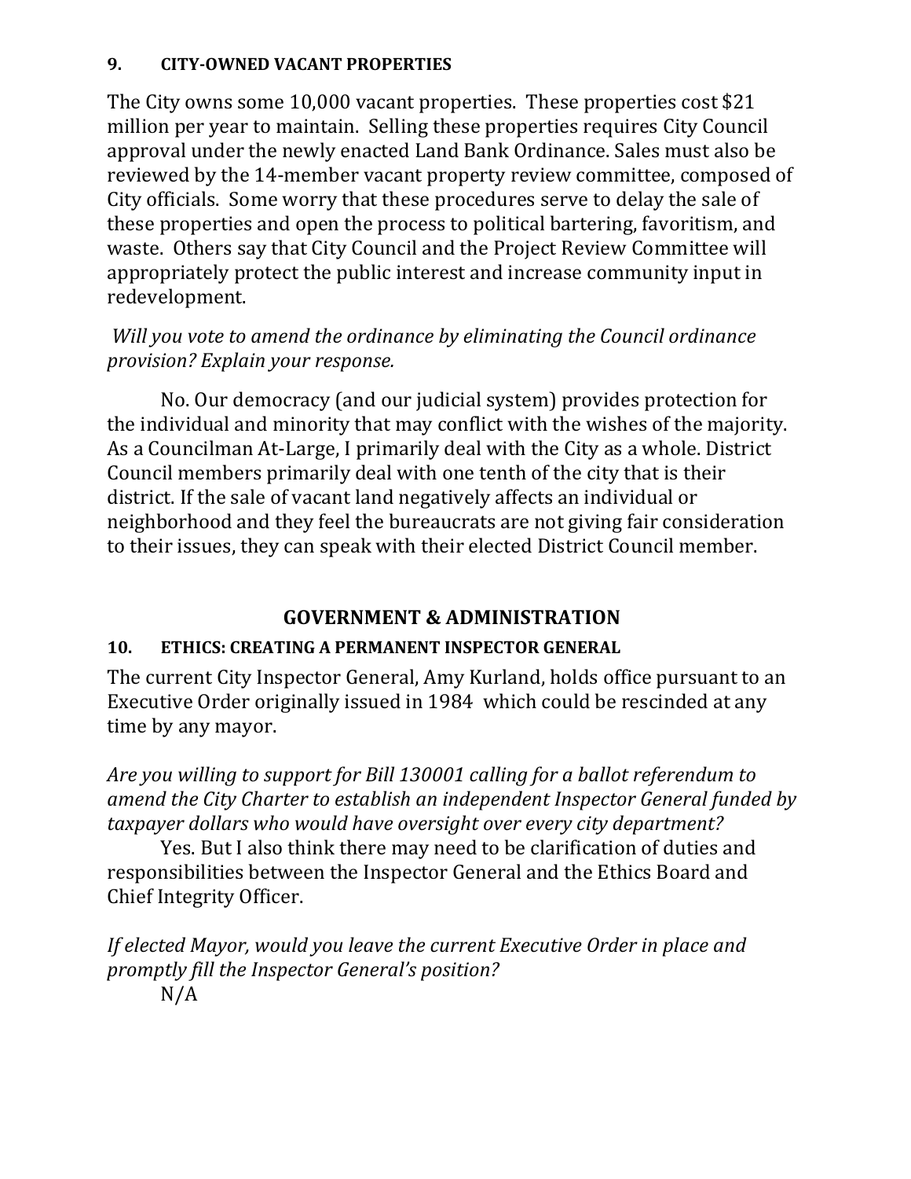### 9. CITY-OWNED VACANT PROPERTIES

The City owns some 10,000 vacant properties. These properties cost $21 million per year to maintain. Selling these properties requires City Council approval under the newly enacted Land Bank Ordinance. Sales must also be reviewed by the 14-member vacant property review committee, composed of City officials. Some worry that these procedures serve to delay the sale of these properties and open the process to political bartering, favoritism, and waste. Others say that City Council and the Project Review Committee will appropriately protect the public interest and increase community input in redevelopment.

*Will you vote to amend the ordinance by eliminating the Council ordinance provision? Explain your response.*

No. Our democracy (and our judicial system) provides protection for the individual and minority that may conflict with the wishes of the majority. As a Councilman At-Large, I primarily deal with the City as a whole. District Council members primarily deal with one tenth of the city that is their district. If the sale of vacant land negatively affects an individual or neighborhood and they feel the bureaucrats are not giving fair consideration to their issues, they can speak with their elected District Council member.

## GOVERNMENT & ADMINISTRATION

### 10. ETHICS: CREATING A PERMANENT INSPECTOR GENERAL

The current City Inspector General, Amy Kurland, holds office pursuant to an Executive Order originally issued in 1984 which could be rescinded at any time by any mayor.

*Are you willing to support for Bill 130001 calling for a ballot referendum to amend the City Charter to establish an independent Inspector General funded by taxpayer dollars who would have oversight over every city department?*

Yes. But I also think there may need to be clarification of duties and responsibilities between the Inspector General and the Ethics Board and Chief Integrity Officer.

*If elected Mayor, would you leave the current Executive Order in place and promptly fill the Inspector General's position?*

N/A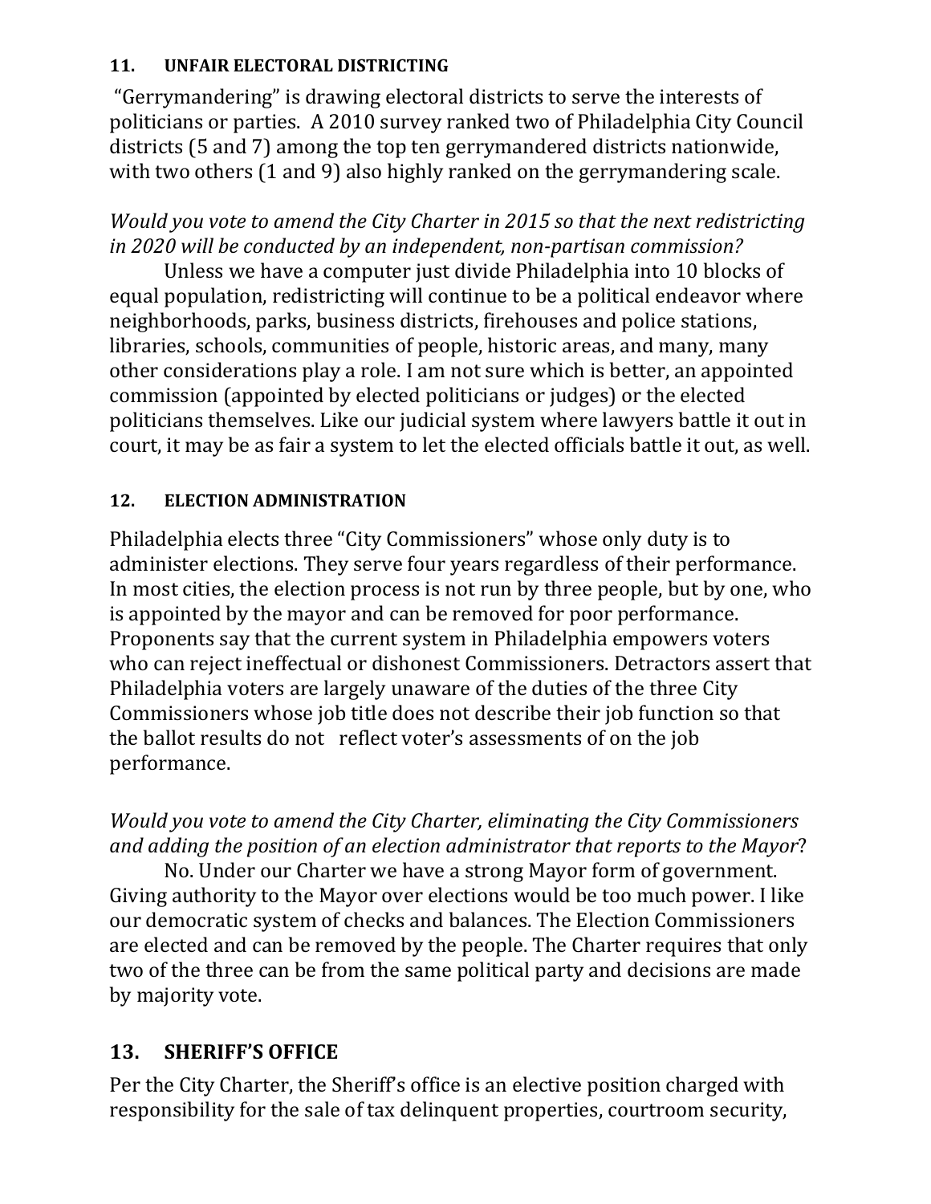### 11. UNFAIR ELECTORAL DISTRICTING

"Gerrymandering" is drawing electoral districts to serve the interests of politicians or parties. A 2010 survey ranked two of Philadelphia City Council districts (5 and 7) among the top ten gerrymandered districts nationwide, with two others (1 and 9) also highly ranked on the gerrymandering scale.

*Would you vote to amend the City Charter in 2015 so that the next redistricting in 2020 will be conducted by an independent, non-partisan commission?*

Unless we have a computer just divide Philadelphia into 10 blocks of equal population, redistricting will continue to be a political endeavor where neighborhoods, parks, business districts, firehouses and police stations, libraries, schools, communities of people, historic areas, and many, many other considerations play a role. I am not sure which is better, an appointed commission (appointed by elected politicians or judges) or the elected politicians themselves. Like our judicial system where lawyers battle it out in court, it may be as fair a system to let the elected officials battle it out, as well.

### 12. ELECTION ADMINISTRATION

Philadelphia elects three "City Commissioners" whose only duty is to administer elections. They serve four years regardless of their performance. In most cities, the election process is not run by three people, but by one, who is appointed by the mayor and can be removed for poor performance. Proponents say that the current system in Philadelphia empowers voters who can reject ineffectual or dishonest Commissioners. Detractors assert that Philadelphia voters are largely unaware of the duties of the three City Commissioners whose job title does not describe their job function so that the ballot results do not reflect voter's assessments of on the job performance.

*Would you vote to amend the City Charter, eliminating the City Commissioners and adding the position of an election administrator that reports to the Mayor*?

No. Under our Charter we have a strong Mayor form of government. Giving authority to the Mayor over elections would be too much power. I like our democratic system of checks and balances. The Election Commissioners are elected and can be removed by the people. The Charter requires that only two of the three can be from the same political party and decisions are made by majority vote.

## 13. SHERIFF'S OFFICE

Per the City Charter, the Sheriff's office is an elective position charged with responsibility for the sale of tax delinquent properties, courtroom security,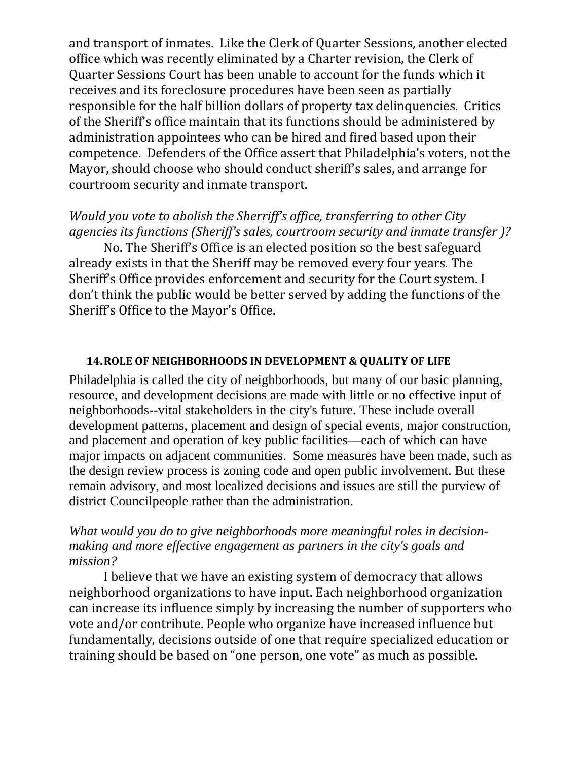and transport of inmates. Like the Clerk of Quarter Sessions, another elected office which was recently eliminated by a Charter revision, the Clerk of Quarter Sessions Court has been unable to account for the funds which it receives and its foreclosure procedures have been seen as partially responsible for the half billion dollars of property tax delinquencies. Critics of the Sheriff's office maintain that its functions should be administered by administration appointees who can be hired and fired based upon their competence. Defenders of the Office assert that Philadelphia's voters, not the Mayor, should choose who should conduct sheriff's sales, and arrange for courtroom security and inmate transport.

*Would you vote to abolish the Sherriff's office, transferring to other City agencies its functions (Sheriff's sales, courtroom security and inmate transfer )?*

No. The Sheriff's Office is an elected position so the best safeguard already exists in that the Sheriff may be removed every four years. The Sheriff's Office provides enforcement and security for the Court system. I don't think the public would be better served by adding the functions of the Sheriff's Office to the Mayor's Office.

### 14. ROLE OF NEIGHBORHOODS IN DEVELOPMENT & QUALITY OF LIFE

Philadelphia is called the city of neighborhoods, but many of our basic planning, resource, and development decisions are made with little or no effective input of neighborhoods--vital stakeholders in the city's future. These include overall development patterns, placement and design of special events, major construction, and placement and operation of key public facilities—each of which can have major impacts on adjacent communities. Some measures have been made, such as the design review process is zoning code and open public involvement. But these remain advisory, and most localized decisions and issues are still the purview of district Councilpeople rather than the administration.

*What would you do to give neighborhoods more meaningful roles in decision-making and more effective engagement as partners in the city's goals and mission?*

I believe that we have an existing system of democracy that allows neighborhood organizations to have input. Each neighborhood organization can increase its influence simply by increasing the number of supporters who vote and/or contribute. People who organize have increased influence but fundamentally, decisions outside of one that require specialized education or training should be based on "one person, one vote" as much as possible.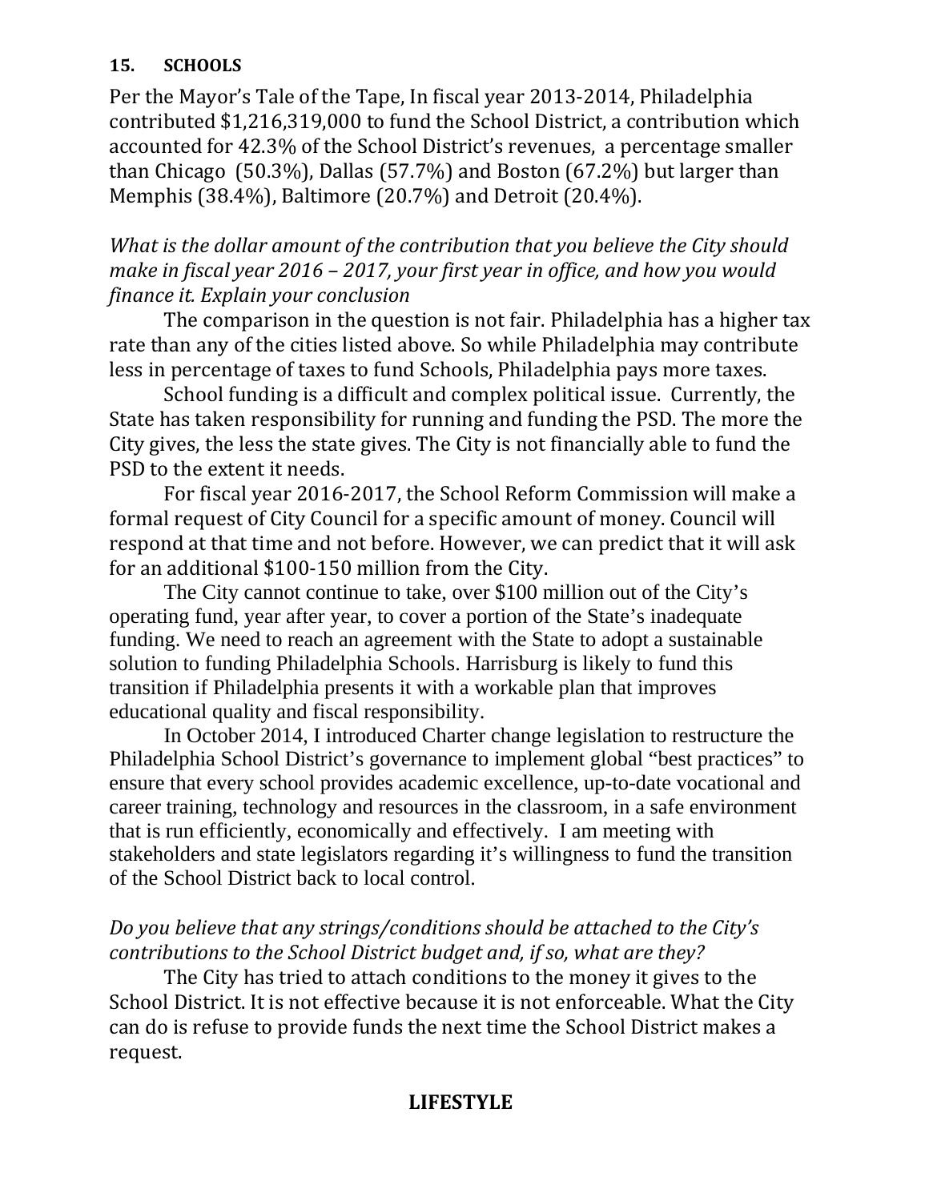### 15. SCHOOLS

Per the Mayor's Tale of the Tape, In fiscal year 2013-2014, Philadelphia contributed $1,216,319,000 to fund the School District, a contribution which accounted for 42.3% of the School District's revenues, a percentage smaller than Chicago (50.3%), Dallas (57.7%) and Boston (67.2%) but larger than Memphis (38.4%), Baltimore (20.7%) and Detroit (20.4%).

*What is the dollar amount of the contribution that you believe the City should make in fiscal year 2016 – 2017, your first year in office, and how you would finance it. Explain your conclusion*

The comparison in the question is not fair. Philadelphia has a higher tax rate than any of the cities listed above. So while Philadelphia may contribute less in percentage of taxes to fund Schools, Philadelphia pays more taxes.

School funding is a difficult and complex political issue. Currently, the State has taken responsibility for running and funding the PSD. The more the City gives, the less the state gives. The City is not financially able to fund the PSD to the extent it needs.

For fiscal year 2016-2017, the School Reform Commission will make a formal request of City Council for a specific amount of money. Council will respond at that time and not before. However, we can predict that it will ask for an additional $100-150 million from the City.

The City cannot continue to take, over $100 million out of the City's operating fund, year after year, to cover a portion of the State's inadequate funding. We need to reach an agreement with the State to adopt a sustainable solution to funding Philadelphia Schools. Harrisburg is likely to fund this transition if Philadelphia presents it with a workable plan that improves educational quality and fiscal responsibility.

In October 2014, I introduced Charter change legislation to restructure the Philadelphia School District's governance to implement global "best practices" to ensure that every school provides academic excellence, up-to-date vocational and career training, technology and resources in the classroom, in a safe environment that is run efficiently, economically and effectively. I am meeting with stakeholders and state legislators regarding it's willingness to fund the transition of the School District back to local control.

*Do you believe that any strings/conditions should be attached to the City's contributions to the School District budget and, if so, what are they?*

The City has tried to attach conditions to the money it gives to the School District. It is not effective because it is not enforceable. What the City can do is refuse to provide funds the next time the School District makes a request.

## LIFESTYLE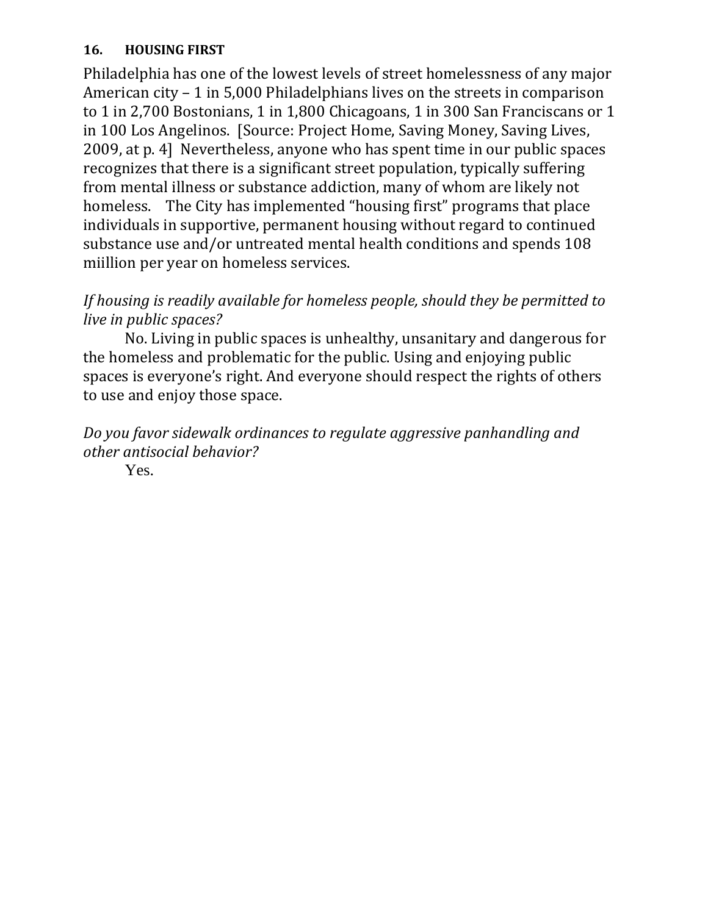### 16. HOUSING FIRST

Philadelphia has one of the lowest levels of street homelessness of any major American city – 1 in 5,000 Philadelphians lives on the streets in comparison to 1 in 2,700 Bostonians, 1 in 1,800 Chicagoans, 1 in 300 San Franciscans or 1 in 100 Los Angelinos. [Source: Project Home, Saving Money, Saving Lives, 2009, at p. 4] Nevertheless, anyone who has spent time in our public spaces recognizes that there is a significant street population, typically suffering from mental illness or substance addiction, many of whom are likely not homeless. The City has implemented "housing first" programs that place individuals in supportive, permanent housing without regard to continued substance use and/or untreated mental health conditions and spends 108 miillion per year on homeless services.

*If housing is readily available for homeless people, should they be permitted to live in public spaces?*

No. Living in public spaces is unhealthy, unsanitary and dangerous for the homeless and problematic for the public. Using and enjoying public spaces is everyone's right. And everyone should respect the rights of others to use and enjoy those space.

*Do you favor sidewalk ordinances to regulate aggressive panhandling and other antisocial behavior?*

Yes.